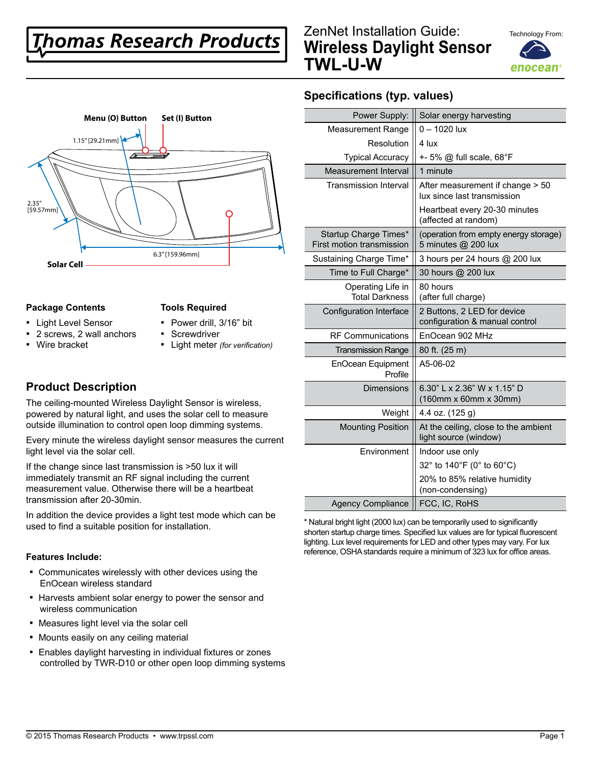# Thomas Research Products

# ZenNet Installation Guide: Wireless Daylight Sensor TWL-U-W

Technology From: enocean

Menu (O) Button

Set (I) Button

1.15" [29.21mm]

2.35" [59.57mm]

6.3" [159.96mm]

Solar Cell

## Specifications (typ. values)

| Parameter | Value |
|---|---|
| Power Supply: | Solar energy harvesting |
| Measurement Range | 0 – 1020 lux |
| Resolution | 4 lux |
| Typical Accuracy | +- 5% @ full scale, 68°F |
| Measurement Interval | 1 minute |
| Transmission Interval | After measurement if change > 50 lux since last transmission<br>Heartbeat every 20-30 minutes (affected at random) |
| Startup Charge Times* First motion transmission | (operation from empty energy storage) 5 minutes @ 200 lux |
| Sustaining Charge Time* | 3 hours per 24 hours @ 200 lux |
| Time to Full Charge* | 30 hours @ 200 lux |
| Operating Life in Total Darkness | 80 hours (after full charge) |
| Configuration Interface | 2 Buttons, 2 LED for device configuration & manual control |
| RF Communications | EnOcean 902 MHz |
| Transmission Range | 80 ft. (25 m) |
| EnOcean Equipment Profile | A5-06-02 |
| Dimensions | 6.30" L x 2.36" W x 1.15" D (160mm x 60mm x 30mm) |
| Weight | 4.4 oz. (125 g) |
| Mounting Position | At the ceiling, close to the ambient light source (window) |
| Environment | Indoor use only<br>32° to 140°F (0° to 60°C)<br>20% to 85% relative humidity (non-condensing) |
| Agency Compliance | FCC, IC, RoHS |

* Natural bright light (2000 lux) can be temporarily used to significantly shorten startup charge times. Specified lux values are for typical fluorescent lighting. Lux level requirements for LED and other types may vary. For lux reference, OSHA standards require a minimum of 323 lux for office areas.

### Package Contents

- Light Level Sensor
- 2 screws, 2 wall anchors
- Wire bracket

### Tools Required

- Power drill, 3/16" bit
- Screwdriver
- Light meter *(for verification)*

## Product Description

The ceiling-mounted Wireless Daylight Sensor is wireless, powered by natural light, and uses the solar cell to measure outside illumination to control open loop dimming systems.

Every minute the wireless daylight sensor measures the current light level via the solar cell.

If the change since last transmission is >50 lux it will immediately transmit an RF signal including the current measurement value. Otherwise there will be a heartbeat transmission after 20-30min.

In addition the device provides a light test mode which can be used to find a suitable position for installation.

### Features Include:

- Communicates wirelessly with other devices using the EnOcean wireless standard
- Harvests ambient solar energy to power the sensor and wireless communication
- Measures light level via the solar cell
- Mounts easily on any ceiling material
- Enables daylight harvesting in individual fixtures or zones controlled by TWR-D10 or other open loop dimming systems

© 2015 Thomas Research Products • www.trpssl.com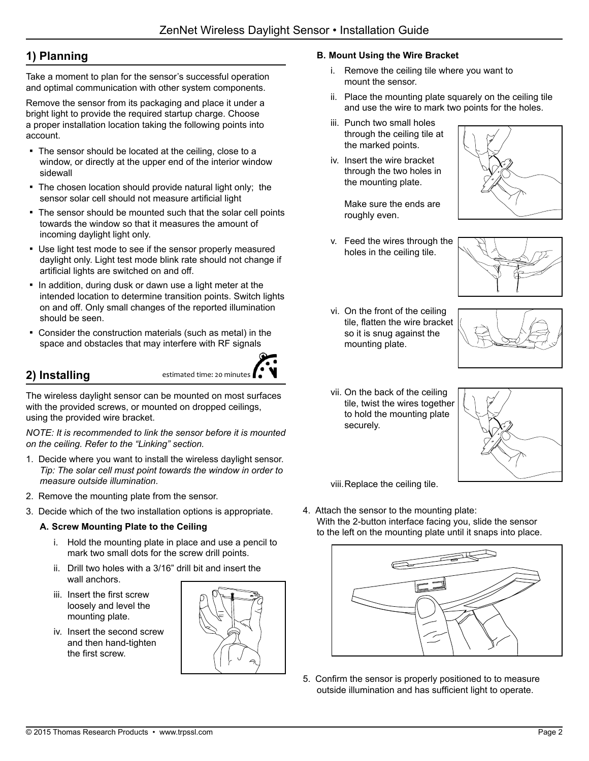## 1) Planning

Take a moment to plan for the sensor's successful operation and optimal communication with other system components.

Remove the sensor from its packaging and place it under a bright light to provide the required startup charge. Choose a proper installation location taking the following points into account.

- The sensor should be located at the ceiling, close to a window, or directly at the upper end of the interior window sidewall
- The chosen location should provide natural light only; the sensor solar cell should not measure artificial light
- The sensor should be mounted such that the solar cell points towards the window so that it measures the amount of incoming daylight light only.
- Use light test mode to see if the sensor properly measured daylight only. Light test mode blink rate should not change if artificial lights are switched on and off.
- In addition, during dusk or dawn use a light meter at the intended location to determine transition points. Switch lights on and off. Only small changes of the reported illumination should be seen.
- Consider the construction materials (such as metal) in the space and obstacles that may interfere with RF signals

## 2) Installing

estimated time: 20 minutes

The wireless daylight sensor can be mounted on most surfaces with the provided screws, or mounted on dropped ceilings, using the provided wire bracket.

*NOTE: It is recommended to link the sensor before it is mounted on the ceiling. Refer to the "Linking" section.*

1. Decide where you want to install the wireless daylight sensor. *Tip: The solar cell must point towards the window in order to measure outside illumination.*
2. Remove the mounting plate from the sensor.
3. Decide which of the two installation options is appropriate.

**A. Screw Mounting Plate to the Ceiling**

i. Hold the mounting plate in place and use a pencil to mark two small dots for the screw drill points.

ii. Drill two holes with a 3/16" drill bit and insert the wall anchors.

iii. Insert the first screw loosely and level the mounting plate.

iv. Insert the second screw and then hand-tighten the first screw.

**B. Mount Using the Wire Bracket**

i. Remove the ceiling tile where you want to mount the sensor.

ii. Place the mounting plate squarely on the ceiling tile and use the wire to mark two points for the holes.

iii. Punch two small holes through the ceiling tile at the marked points.

iv. Insert the wire bracket through the two holes in the mounting plate.

Make sure the ends are roughly even.

v. Feed the wires through the holes in the ceiling tile.

vi. On the front of the ceiling tile, flatten the wire bracket so it is snug against the mounting plate.

vii. On the back of the ceiling tile, twist the wires together to hold the mounting plate securely.

viii. Replace the ceiling tile.

4. Attach the sensor to the mounting plate:
   With the 2-button interface facing you, slide the sensor to the left on the mounting plate until it snaps into place.

5. Confirm the sensor is properly positioned to to measure outside illumination and has sufficient light to operate.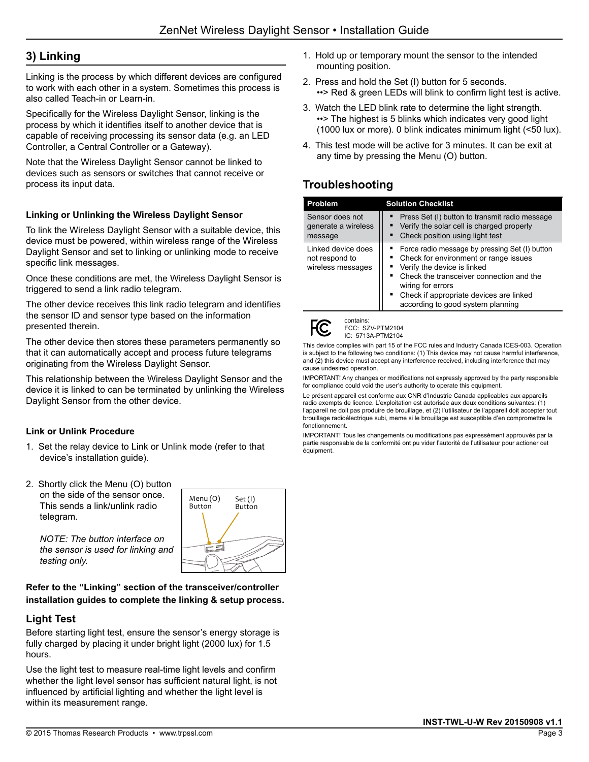## 3) Linking

Linking is the process by which different devices are configured to work with each other in a system. Sometimes this process is also called Teach-in or Learn-in.

Specifically for the Wireless Daylight Sensor, linking is the process by which it identifies itself to another device that is capable of receiving processing its sensor data (e.g. an LED Controller, a Central Controller or a Gateway).

Note that the Wireless Daylight Sensor cannot be linked to devices such as sensors or switches that cannot receive or process its input data.

### Linking or Unlinking the Wireless Daylight Sensor

To link the Wireless Daylight Sensor with a suitable device, this device must be powered, within wireless range of the Wireless Daylight Sensor and set to linking or unlinking mode to receive specific link messages.

Once these conditions are met, the Wireless Daylight Sensor is triggered to send a link radio telegram.

The other device receives this link radio telegram and identifies the sensor ID and sensor type based on the information presented therein.

The other device then stores these parameters permanently so that it can automatically accept and process future telegrams originating from the Wireless Daylight Sensor.

This relationship between the Wireless Daylight Sensor and the device it is linked to can be terminated by unlinking the Wireless Daylight Sensor from the other device.

### Link or Unlink Procedure

1. Set the relay device to Link or Unlink mode (refer to that device's installation guide).
2. Shortly click the Menu (O) button on the side of the sensor once. This sends a link/unlink radio telegram.

   *NOTE: The button interface on the sensor is used for linking and testing only.*

Menu (O) Button

Set (I) Button

**Refer to the "Linking" section of the transceiver/controller installation guides to complete the linking & setup process.**

## Light Test

Before starting light test, ensure the sensor's energy storage is fully charged by placing it under bright light (2000 lux) for 1.5 hours.

Use the light test to measure real-time light levels and confirm whether the light level sensor has sufficient natural light, is not influenced by artificial lighting and whether the light level is within its measurement range.

1. Hold up or temporary mount the sensor to the intended mounting position.
2. Press and hold the Set (I) button for 5 seconds.
   ••> Red & green LEDs will blink to confirm light test is active.
3. Watch the LED blink rate to determine the light strength.
   ••> The highest is 5 blinks which indicates very good light (1000 lux or more). 0 blink indicates minimum light (<50 lux).
4. This test mode will be active for 3 minutes. It can be exit at any time by pressing the Menu (O) button.

## Troubleshooting

| Problem | Solution Checklist |
| --- | --- |
| Sensor does not generate a wireless message | ▪ Press Set (I) button to transmit radio message<br>▪ Verify the solar cell is charged properly<br>▪ Check position using light test |
| Linked device does not respond to wireless messages | ▪ Force radio message by pressing Set (I) button<br>▪ Check for environment or range issues<br>▪ Verify the device is linked<br>▪ Check the transceiver connection and the wiring for errors<br>▪ Check if appropriate devices are linked according to good system planning |

contains:
FCC: SZV-PTM2104
IC: 5713A-PTM2104

This device complies with part 15 of the FCC rules and Industry Canada ICES-003. Operation is subject to the following two conditions: (1) This device may not cause harmful interference, and (2) this device must accept any interference received, including interference that may cause undesired operation.

IMPORTANT! Any changes or modifications not expressly approved by the party responsible for compliance could void the user's authority to operate this equipment.

Le présent appareil est conforme aux CNR d'Industrie Canada applicables aux appareils radio exempts de licence. L'exploitation est autorisée aux deux conditions suivantes: (1) l'appareil ne doit pas produire de brouillage, et (2) l'utilisateur de l'appareil doit accepter tout brouillage radioélectrique subi, meme si le brouillage est susceptible d'en compromettre le fonctionnement.

IMPORTANT! Tous les changements ou modifications pas expressément approuvés par la partie responsable de la conformité ont pu vider l'autorité de l'utilisateur pour actioner cet équipment.

**INST-TWL-U-W Rev 20150908 v1.1**

© 2015 Thomas Research Products • www.trpssl.com